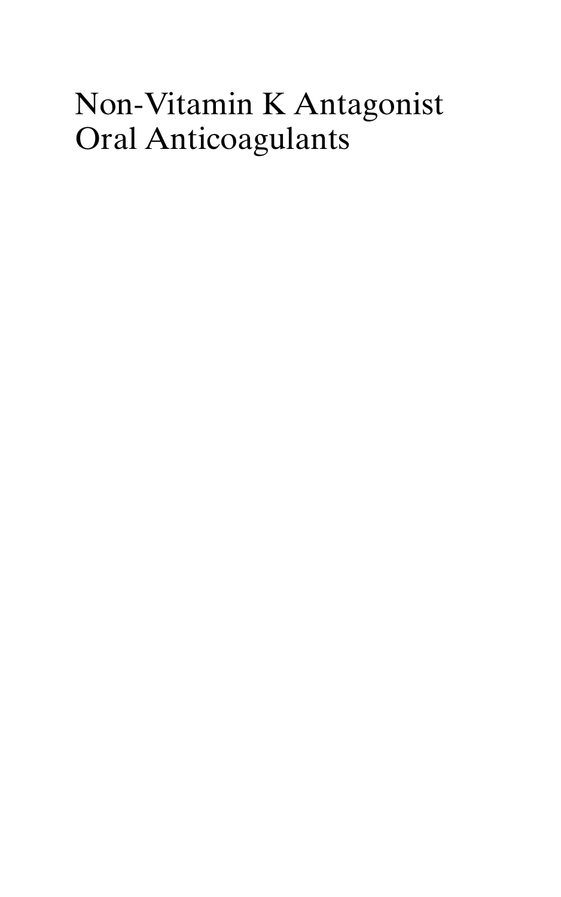# Non-Vitamin K Antagonist Oral Anticoagulants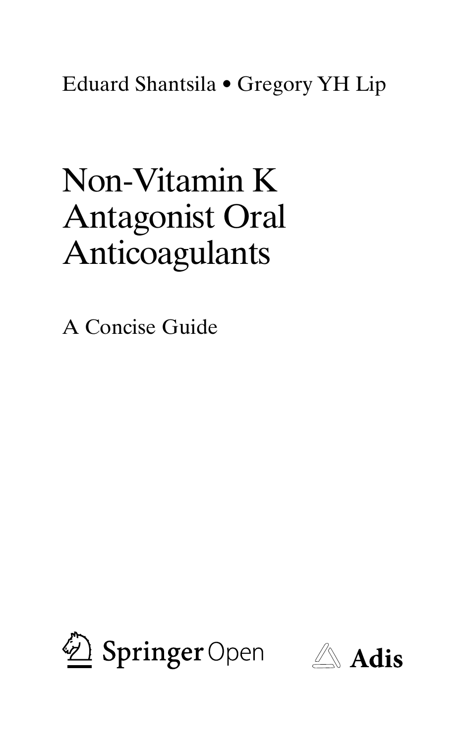Eduard Shantsila • Gregory YH Lip

# Non-Vitamin K Antagonist Oral Anticoagulants

## A Concise Guide

Springer Open

Adis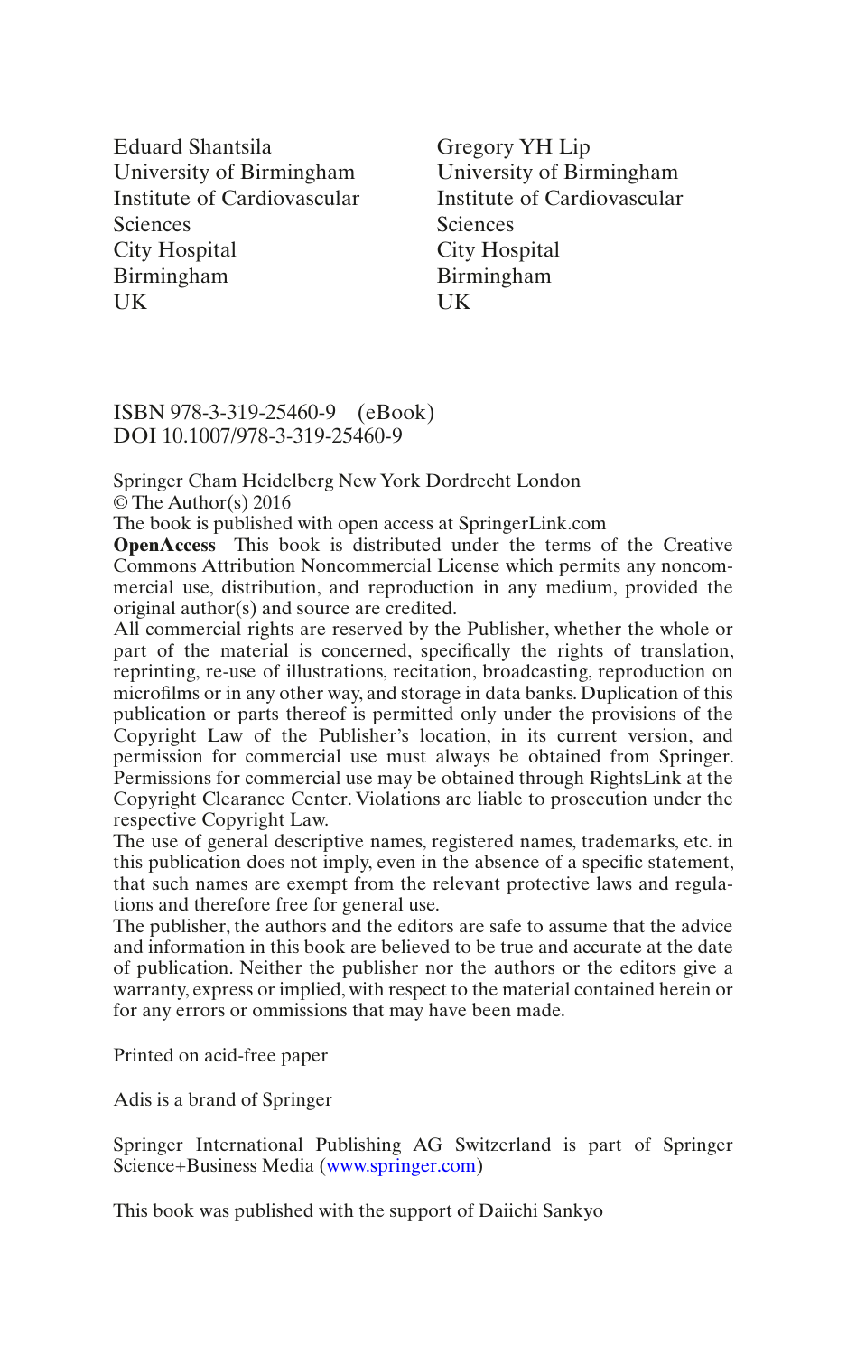Eduard Shantsila
University of Birmingham
Institute of Cardiovascular Sciences
City Hospital
Birmingham
UK

Gregory YH Lip
University of Birmingham
Institute of Cardiovascular Sciences
City Hospital
Birmingham
UK

ISBN 978-3-319-25460-9 (eBook)
DOI 10.1007/978-3-319-25460-9

Springer Cham Heidelberg New York Dordrecht London
© The Author(s) 2016
The book is published with open access at SpringerLink.com

**OpenAccess** This book is distributed under the terms of the Creative Commons Attribution Noncommercial License which permits any noncommercial use, distribution, and reproduction in any medium, provided the original author(s) and source are credited.

All commercial rights are reserved by the Publisher, whether the whole or part of the material is concerned, specifically the rights of translation, reprinting, re-use of illustrations, recitation, broadcasting, reproduction on microfilms or in any other way, and storage in data banks. Duplication of this publication or parts thereof is permitted only under the provisions of the Copyright Law of the Publisher's location, in its current version, and permission for commercial use must always be obtained from Springer. Permissions for commercial use may be obtained through RightsLink at the Copyright Clearance Center. Violations are liable to prosecution under the respective Copyright Law.

The use of general descriptive names, registered names, trademarks, etc. in this publication does not imply, even in the absence of a specific statement, that such names are exempt from the relevant protective laws and regulations and therefore free for general use.

The publisher, the authors and the editors are safe to assume that the advice and information in this book are believed to be true and accurate at the date of publication. Neither the publisher nor the authors or the editors give a warranty, express or implied, with respect to the material contained herein or for any errors or ommissions that may have been made.

Printed on acid-free paper

Adis is a brand of Springer

Springer International Publishing AG Switzerland is part of Springer Science+Business Media (www.springer.com)

This book was published with the support of Daiichi Sankyo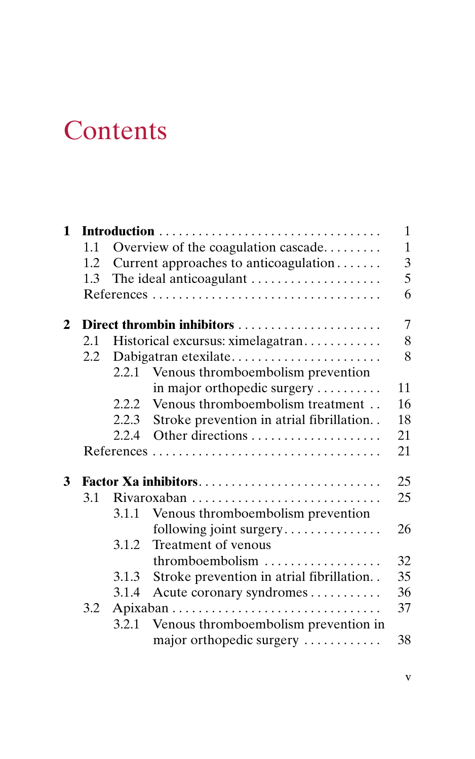# Contents

| | | | |
|---|---|---|---|
| **1** | **Introduction** | | 1 |
| | 1.1 | Overview of the coagulation cascade | 1 |
| | 1.2 | Current approaches to anticoagulation | 3 |
| | 1.3 | The ideal anticoagulant | 5 |
| | References | | 6 |
| **2** | **Direct thrombin inhibitors** | | 7 |
| | 2.1 | Historical excursus: ximelagatran | 8 |
| | 2.2 | Dabigatran etexilate | 8 |
| | | 2.2.1 Venous thromboembolism prevention in major orthopedic surgery | 11 |
| | | 2.2.2 Venous thromboembolism treatment | 16 |
| | | 2.2.3 Stroke prevention in atrial fibrillation | 18 |
| | | 2.2.4 Other directions | 21 |
| | References | | 21 |
| **3** | **Factor Xa inhibitors** | | 25 |
| | 3.1 | Rivaroxaban | 25 |
| | | 3.1.1 Venous thromboembolism prevention following joint surgery | 26 |
| | | 3.1.2 Treatment of venous thromboembolism | 32 |
| | | 3.1.3 Stroke prevention in atrial fibrillation | 35 |
| | | 3.1.4 Acute coronary syndromes | 36 |
| | 3.2 | Apixaban | 37 |
| | | 3.2.1 Venous thromboembolism prevention in major orthopedic surgery | 38 |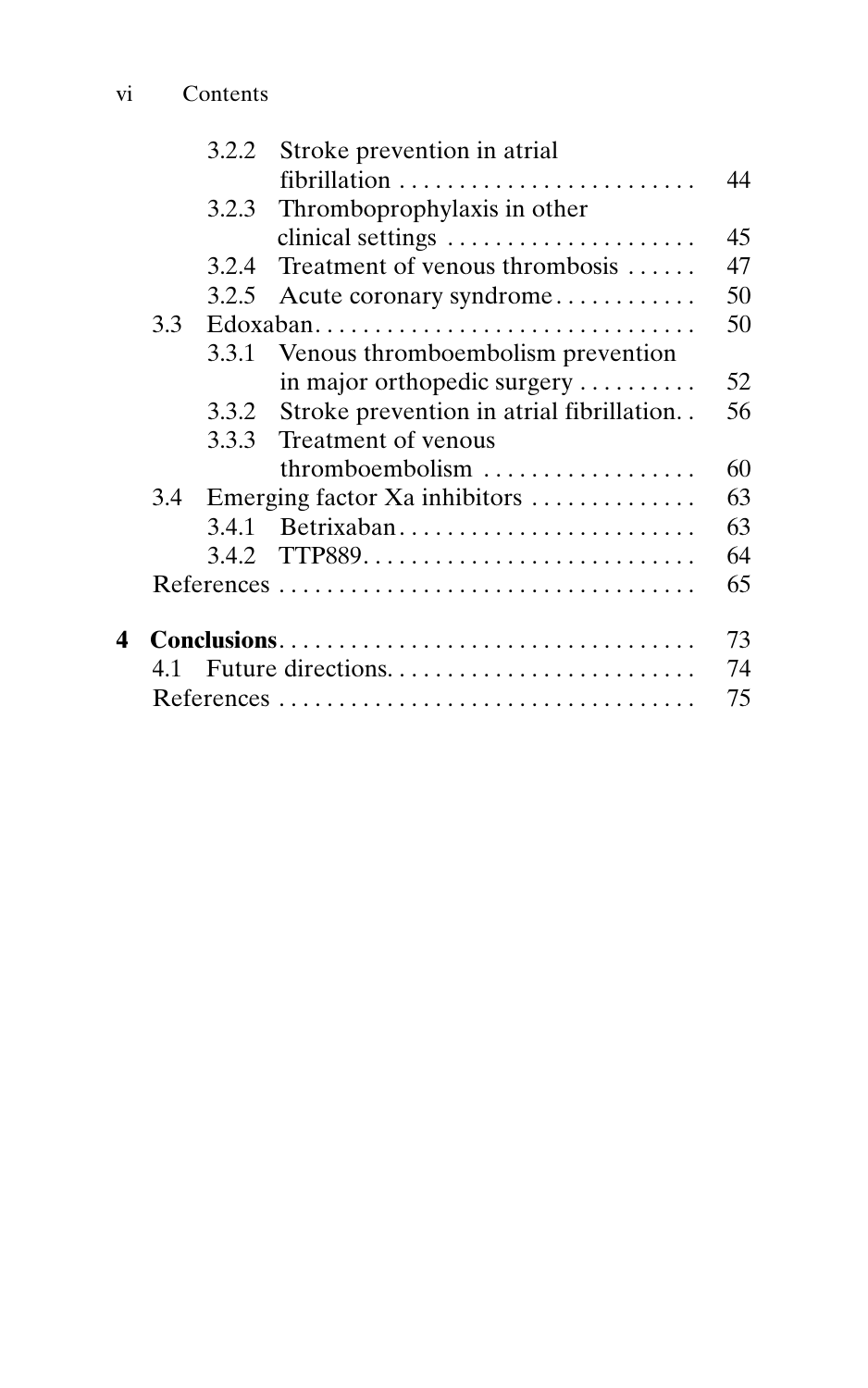3.2.2 Stroke prevention in atrial fibrillation ........................ 44
3.2.3 Thromboprophylaxis in other clinical settings .................... 45
3.2.4 Treatment of venous thrombosis ...... 47
3.2.5 Acute coronary syndrome ............ 50

3.3 Edoxaban ................................ 50
3.3.1 Venous thromboembolism prevention in major orthopedic surgery .......... 52
3.3.2 Stroke prevention in atrial fibrillation. . 56
3.3.3 Treatment of venous thromboembolism .................. 60

3.4 Emerging factor Xa inhibitors .............. 63
3.4.1 Betrixaban ......................... 63
3.4.2 TTP889 ............................ 64

References ................................... 65

**4 Conclusions** ................................... 73

4.1 Future directions .......................... 74

References ................................... 75